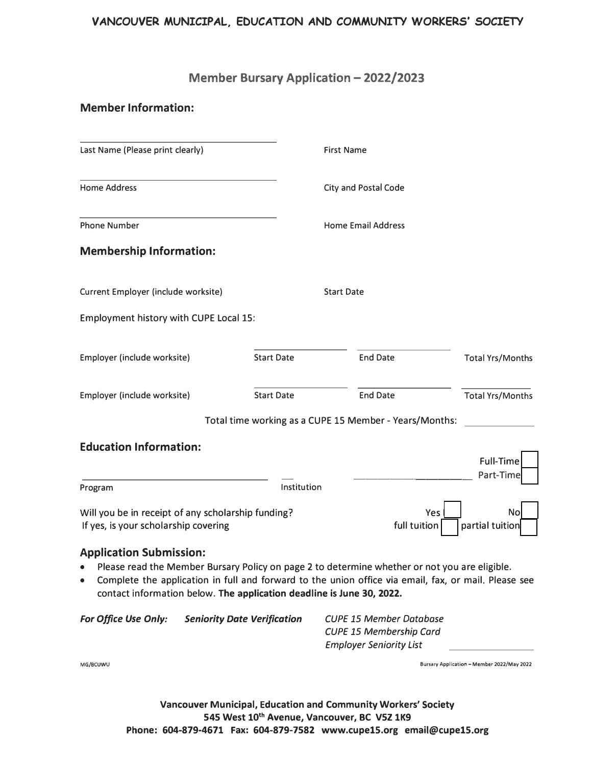**VANCOUVER MUNICIPAL, EDUCATION AND COMMUNITY WORKERS' SOCIETY**

# Member Bursary Application – 2022/2023

## Member Information:

Last Name (Please print clearly) First Name

Home Address City and Postal Code

Phone Number Home Email Address

## Membership Information:

Current Employer (include worksite) Start Date

Employment history with CUPE Local 15:

| Employer (include worksite) | Start Date | End Date | Total Yrs/Months |
|---|---|---|---|
| Employer (include worksite) | Start Date | End Date | Total Yrs/Months |

Total time working as a CUPE 15 Member - Years/Months: ______________

## Education Information:

Program Institution Full-Time ☐ Part-Time ☐

Will you be in receipt of any scholarship funding? Yes ☐ No ☐

If yes, is your scholarship covering full tuition ☐ partial tuition ☐

## Application Submission:

- Please read the Member Bursary Policy on page 2 to determine whether or not you are eligible.
- Complete the application in full and forward to the union office via email, fax, or mail. Please see contact information below. **The application deadline is June 30, 2022.**

***For Office Use Only:*** ***Seniority Date Verification***

*CUPE 15 Member Database*
*CUPE 15 Membership Card*
*Employer Seniority List* ______________

MG/BCUWU Bursary Application – Member 2022/May 2022

**Vancouver Municipal, Education and Community Workers' Society**
**545 West 10th Avenue, Vancouver, BC V5Z 1K9**
**Phone: 604-879-4671 Fax: 604-879-7582 www.cupe15.org email@cupe15.org**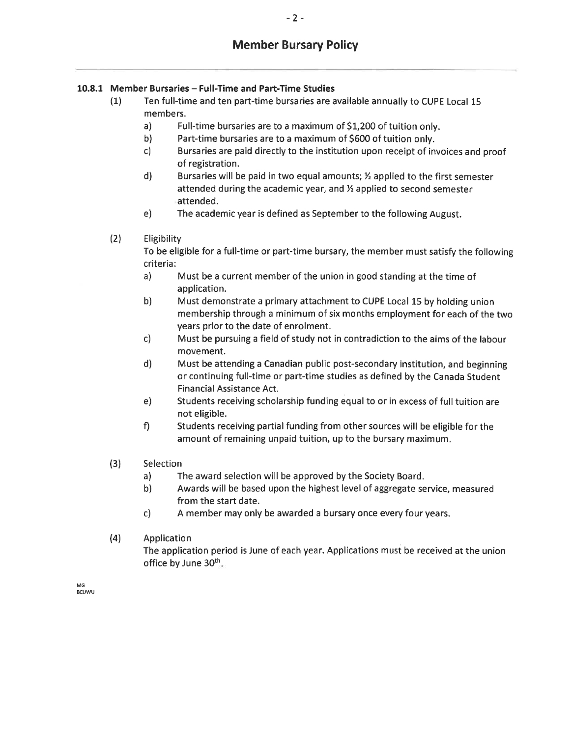# Member Bursary Policy

### 10.8.1 Member Bursaries – Full-Time and Part-Time Studies

(1) Ten full-time and ten part-time bursaries are available annually to CUPE Local 15 members.

- a) Full-time bursaries are to a maximum of $1,200 of tuition only.
- b) Part-time bursaries are to a maximum of $600 of tuition only.
- c) Bursaries are paid directly to the institution upon receipt of invoices and proof of registration.
- d) Bursaries will be paid in two equal amounts; ½ applied to the first semester attended during the academic year, and ½ applied to second semester attended.
- e) The academic year is defined as September to the following August.

(2) Eligibility

To be eligible for a full-time or part-time bursary, the member must satisfy the following criteria:

- a) Must be a current member of the union in good standing at the time of application.
- b) Must demonstrate a primary attachment to CUPE Local 15 by holding union membership through a minimum of six months employment for each of the two years prior to the date of enrolment.
- c) Must be pursuing a field of study not in contradiction to the aims of the labour movement.
- d) Must be attending a Canadian public post-secondary institution, and beginning or continuing full-time or part-time studies as defined by the Canada Student Financial Assistance Act.
- e) Students receiving scholarship funding equal to or in excess of full tuition are not eligible.
- f) Students receiving partial funding from other sources will be eligible for the amount of remaining unpaid tuition, up to the bursary maximum.

(3) Selection

- a) The award selection will be approved by the Society Board.
- b) Awards will be based upon the highest level of aggregate service, measured from the start date.
- c) A member may only be awarded a bursary once every four years.

(4) Application

The application period is June of each year. Applications must be received at the union office by June 30th.

MG
BCUWU